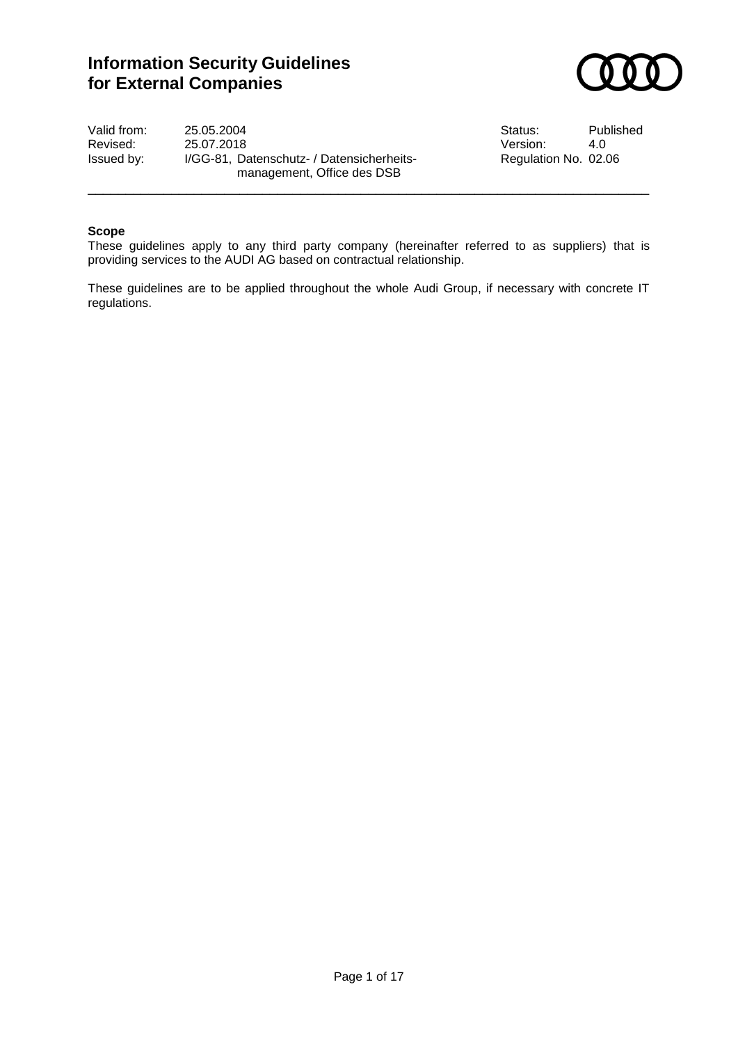# Information Security Guidelines for External Companies

| | | | |
|---|---|---|---|
| Valid from: | 25.05.2004 | Status: | Published |
| Revised: | 25.07.2018 | Version: | 4.0 |
| Issued by: | I/GG-81, Datenschutz- / Datensicherheits-management, Office des DSB | Regulation No. | 02.06 |

---

**Scope**

These guidelines apply to any third party company (hereinafter referred to as suppliers) that is providing services to the AUDI AG based on contractual relationship.

These guidelines are to be applied throughout the whole Audi Group, if necessary with concrete IT regulations.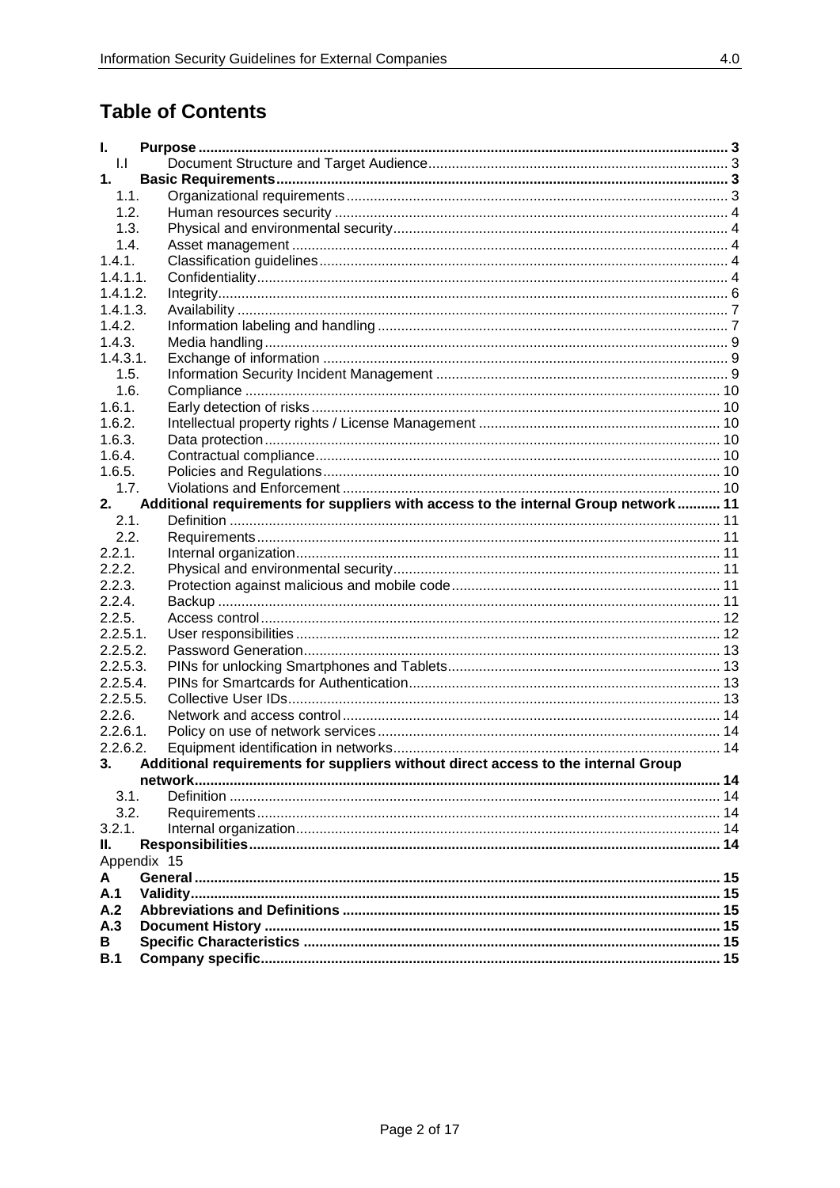# Table of Contents

| | | |
|---|---|---|
| **I.** | **Purpose** | **3** |
| I.I | Document Structure and Target Audience | 3 |
| **1.** | **Basic Requirements** | **3** |
| 1.1. | Organizational requirements | 3 |
| 1.2. | Human resources security | 4 |
| 1.3. | Physical and environmental security | 4 |
| 1.4. | Asset management | 4 |
| 1.4.1. | Classification guidelines | 4 |
| 1.4.1.1. | Confidentiality | 4 |
| 1.4.1.2. | Integrity | 6 |
| 1.4.1.3. | Availability | 7 |
| 1.4.2. | Information labeling and handling | 7 |
| 1.4.3. | Media handling | 9 |
| 1.4.3.1. | Exchange of information | 9 |
| 1.5. | Information Security Incident Management | 9 |
| 1.6. | Compliance | 10 |
| 1.6.1. | Early detection of risks | 10 |
| 1.6.2. | Intellectual property rights / License Management | 10 |
| 1.6.3. | Data protection | 10 |
| 1.6.4. | Contractual compliance | 10 |
| 1.6.5. | Policies and Regulations | 10 |
| 1.7. | Violations and Enforcement | 10 |
| **2.** | **Additional requirements for suppliers with access to the internal Group network** | **11** |
| 2.1. | Definition | 11 |
| 2.2. | Requirements | 11 |
| 2.2.1. | Internal organization | 11 |
| 2.2.2. | Physical and environmental security | 11 |
| 2.2.3. | Protection against malicious and mobile code | 11 |
| 2.2.4. | Backup | 11 |
| 2.2.5. | Access control | 12 |
| 2.2.5.1. | User responsibilities | 12 |
| 2.2.5.2. | Password Generation | 13 |
| 2.2.5.3. | PINs for unlocking Smartphones and Tablets | 13 |
| 2.2.5.4. | PINs for Smartcards for Authentication | 13 |
| 2.2.5.5. | Collective User IDs | 13 |
| 2.2.6. | Network and access control | 14 |
| 2.2.6.1. | Policy on use of network services | 14 |
| 2.2.6.2. | Equipment identification in networks | 14 |
| **3.** | **Additional requirements for suppliers without direct access to the internal Group network** | **14** |
| 3.1. | Definition | 14 |
| 3.2. | Requirements | 14 |
| 3.2.1. | Internal organization | 14 |
| **II.** | **Responsibilities** | **14** |
| Appendix | | 15 |
| **A** | **General** | **15** |
| **A.1** | **Validity** | **15** |
| **A.2** | **Abbreviations and Definitions** | **15** |
| **A.3** | **Document History** | **15** |
| **B** | **Specific Characteristics** | **15** |
| **B.1** | **Company specific** | **15** |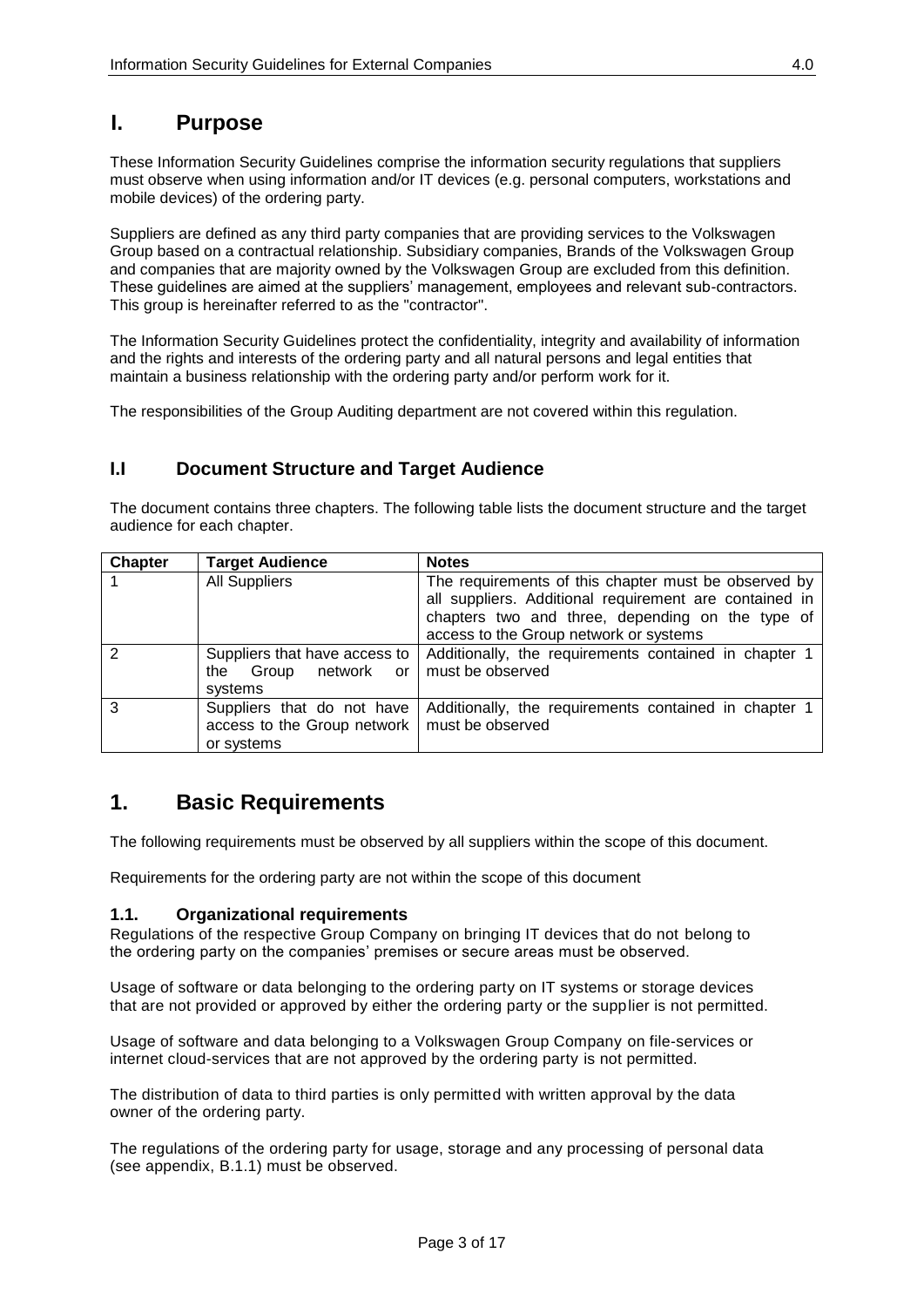# I. Purpose

These Information Security Guidelines comprise the information security regulations that suppliers must observe when using information and/or IT devices (e.g. personal computers, workstations and mobile devices) of the ordering party.

Suppliers are defined as any third party companies that are providing services to the Volkswagen Group based on a contractual relationship. Subsidiary companies, Brands of the Volkswagen Group and companies that are majority owned by the Volkswagen Group are excluded from this definition. These guidelines are aimed at the suppliers' management, employees and relevant sub-contractors. This group is hereinafter referred to as the "contractor".

The Information Security Guidelines protect the confidentiality, integrity and availability of information and the rights and interests of the ordering party and all natural persons and legal entities that maintain a business relationship with the ordering party and/or perform work for it.

The responsibilities of the Group Auditing department are not covered within this regulation.

## I.I Document Structure and Target Audience

The document contains three chapters. The following table lists the document structure and the target audience for each chapter.

| Chapter | Target Audience | Notes |
| --- | --- | --- |
| 1 | All Suppliers | The requirements of this chapter must be observed by all suppliers. Additional requirement are contained in chapters two and three, depending on the type of access to the Group network or systems |
| 2 | Suppliers that have access to the Group network or systems | Additionally, the requirements contained in chapter 1 must be observed |
| 3 | Suppliers that do not have access to the Group network or systems | Additionally, the requirements contained in chapter 1 must be observed |

# 1. Basic Requirements

The following requirements must be observed by all suppliers within the scope of this document.

Requirements for the ordering party are not within the scope of this document

### 1.1. Organizational requirements

Regulations of the respective Group Company on bringing IT devices that do not belong to the ordering party on the companies' premises or secure areas must be observed.

Usage of software or data belonging to the ordering party on IT systems or storage devices that are not provided or approved by either the ordering party or the supplier is not permitted.

Usage of software and data belonging to a Volkswagen Group Company on file-services or internet cloud-services that are not approved by the ordering party is not permitted.

The distribution of data to third parties is only permitted with written approval by the data owner of the ordering party.

The regulations of the ordering party for usage, storage and any processing of personal data (see appendix, B.1.1) must be observed.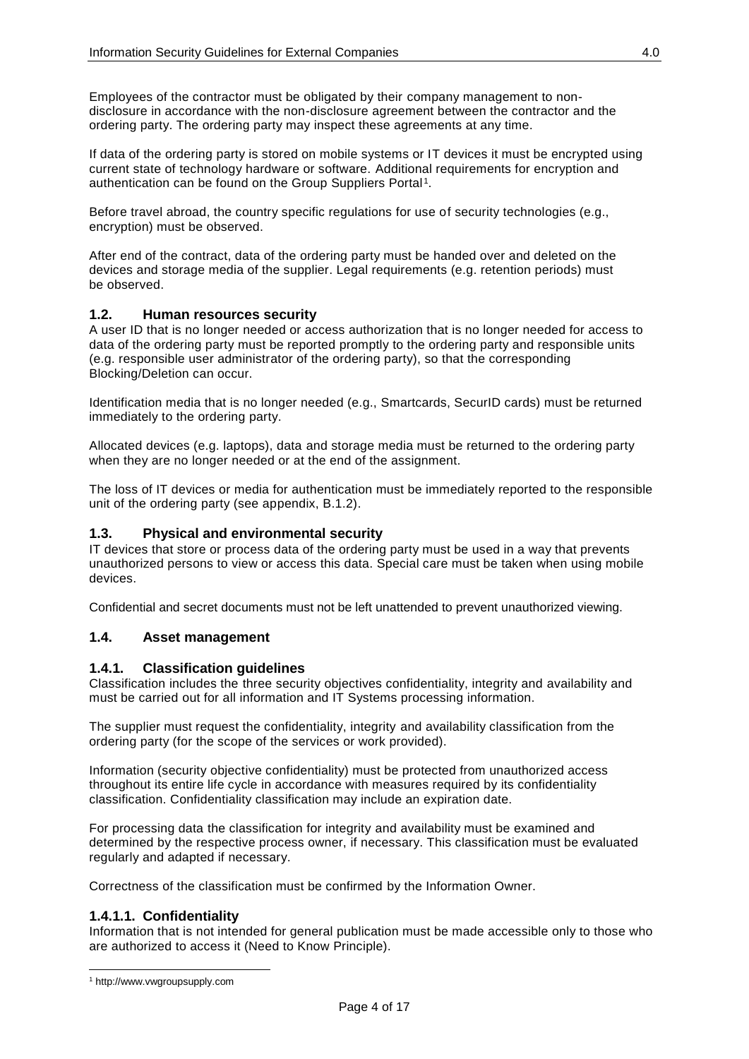Employees of the contractor must be obligated by their company management to non-disclosure in accordance with the non-disclosure agreement between the contractor and the ordering party. The ordering party may inspect these agreements at any time.

If data of the ordering party is stored on mobile systems or IT devices it must be encrypted using current state of technology hardware or software. Additional requirements for encryption and authentication can be found on the Group Suppliers Portal[1].

Before travel abroad, the country specific regulations for use of security technologies (e.g., encryption) must be observed.

After end of the contract, data of the ordering party must be handed over and deleted on the devices and storage media of the supplier. Legal requirements (e.g. retention periods) must be observed.

## 1.2. Human resources security

A user ID that is no longer needed or access authorization that is no longer needed for access to data of the ordering party must be reported promptly to the ordering party and responsible units (e.g. responsible user administrator of the ordering party), so that the corresponding Blocking/Deletion can occur.

Identification media that is no longer needed (e.g., Smartcards, SecurID cards) must be returned immediately to the ordering party.

Allocated devices (e.g. laptops), data and storage media must be returned to the ordering party when they are no longer needed or at the end of the assignment.

The loss of IT devices or media for authentication must be immediately reported to the responsible unit of the ordering party (see appendix, B.1.2).

## 1.3. Physical and environmental security

IT devices that store or process data of the ordering party must be used in a way that prevents unauthorized persons to view or access this data. Special care must be taken when using mobile devices.

Confidential and secret documents must not be left unattended to prevent unauthorized viewing.

## 1.4. Asset management

### 1.4.1. Classification guidelines

Classification includes the three security objectives confidentiality, integrity and availability and must be carried out for all information and IT Systems processing information.

The supplier must request the confidentiality, integrity and availability classification from the ordering party (for the scope of the services or work provided).

Information (security objective confidentiality) must be protected from unauthorized access throughout its entire life cycle in accordance with measures required by its confidentiality classification. Confidentiality classification may include an expiration date.

For processing data the classification for integrity and availability must be examined and determined by the respective process owner, if necessary. This classification must be evaluated regularly and adapted if necessary.

Correctness of the classification must be confirmed by the Information Owner.

#### 1.4.1.1. Confidentiality

Information that is not intended for general publication must be made accessible only to those who are authorized to access it (Need to Know Principle).

---

[1] http://www.vwgroupsupply.com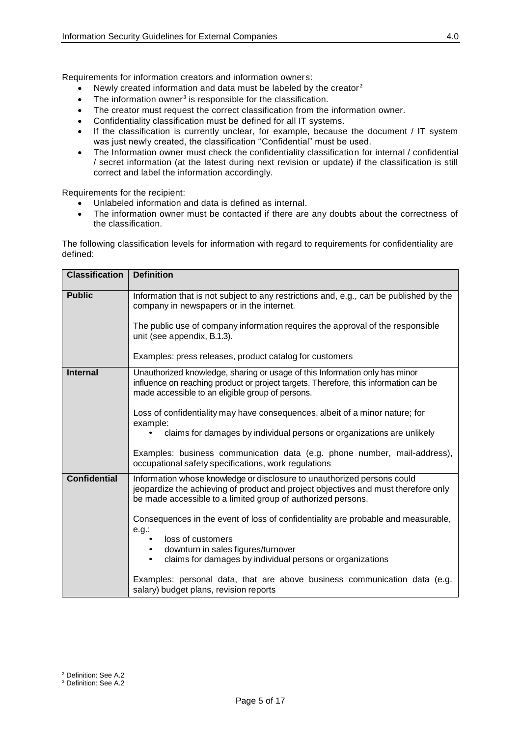Requirements for information creators and information owners:

- Newly created information and data must be labeled by the creator[2]
- The information owner[3] is responsible for the classification.
- The creator must request the correct classification from the information owner.
- Confidentiality classification must be defined for all IT systems.
- If the classification is currently unclear, for example, because the document / IT system was just newly created, the classification "Confidential" must be used.
- The Information owner must check the confidentiality classification for internal / confidential / secret information (at the latest during next revision or update) if the classification is still correct and label the information accordingly.

Requirements for the recipient:

- Unlabeled information and data is defined as internal.
- The information owner must be contacted if there are any doubts about the correctness of the classification.

The following classification levels for information with regard to requirements for confidentiality are defined:

| Classification | Definition |
|---|---|
| **Public** | Information that is not subject to any restrictions and, e.g., can be published by the company in newspapers or in the internet.<br><br>The public use of company information requires the approval of the responsible unit (see appendix, B.1.3).<br><br>Examples: press releases, product catalog for customers |
| **Internal** | Unauthorized knowledge, sharing or usage of this Information only has minor influence on reaching product or project targets. Therefore, this information can be made accessible to an eligible group of persons.<br><br>Loss of confidentiality may have consequences, albeit of a minor nature; for example:<br>• claims for damages by individual persons or organizations are unlikely<br><br>Examples: business communication data (e.g. phone number, mail-address), occupational safety specifications, work regulations |
| **Confidential** | Information whose knowledge or disclosure to unauthorized persons could jeopardize the achieving of product and project objectives and must therefore only be made accessible to a limited group of authorized persons.<br><br>Consequences in the event of loss of confidentiality are probable and measurable, e.g.:<br>• loss of customers<br>• downturn in sales figures/turnover<br>• claims for damages by individual persons or organizations<br><br>Examples: personal data, that are above business communication data (e.g. salary) budget plans, revision reports |

[2] Definition: See A.2

[3] Definition: See A.2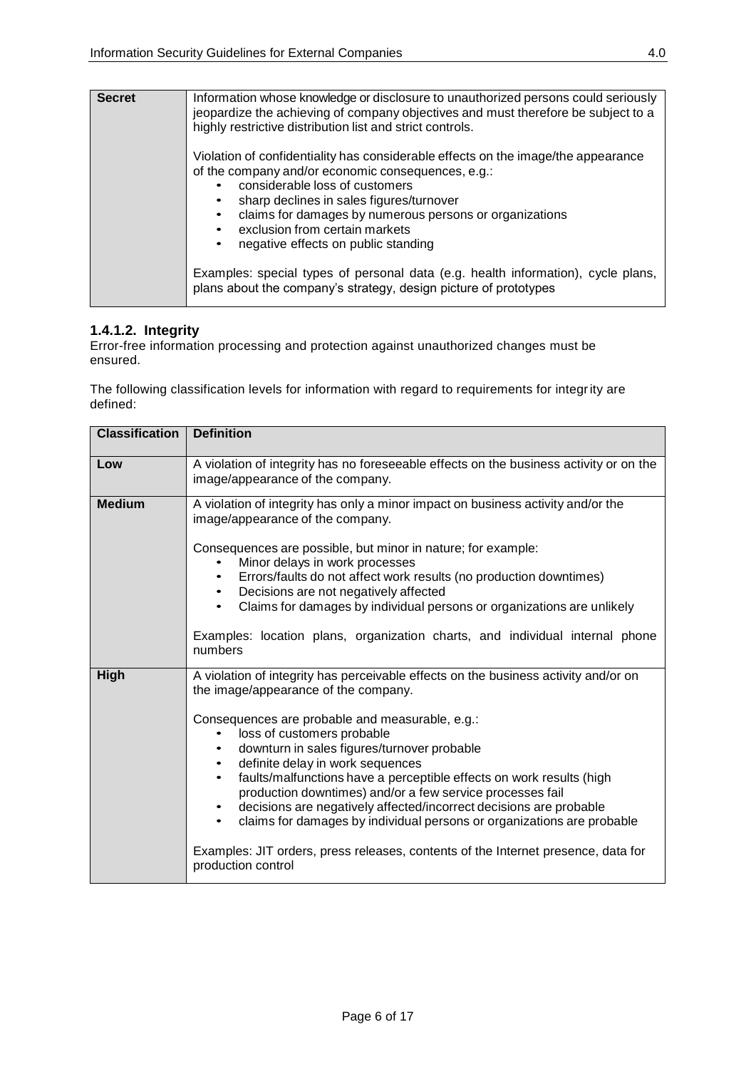| Secret | Information whose knowledge or disclosure to unauthorized persons could seriously jeopardize the achieving of company objectives and must therefore be subject to a highly restrictive distribution list and strict controls.<br><br>Violation of confidentiality has considerable effects on the image/the appearance of the company and/or economic consequences, e.g.:<br>• considerable loss of customers<br>• sharp declines in sales figures/turnover<br>• claims for damages by numerous persons or organizations<br>• exclusion from certain markets<br>• negative effects on public standing<br><br>Examples: special types of personal data (e.g. health information), cycle plans, plans about the company's strategy, design picture of prototypes |
|---|---|

#### 1.4.1.2. Integrity

Error-free information processing and protection against unauthorized changes must be ensured.

The following classification levels for information with regard to requirements for integrity are defined:

| Classification | Definition |
|---|---|
| **Low** | A violation of integrity has no foreseeable effects on the business activity or on the image/appearance of the company. |
| **Medium** | A violation of integrity has only a minor impact on business activity and/or the image/appearance of the company.<br><br>Consequences are possible, but minor in nature; for example:<br>• Minor delays in work processes<br>• Errors/faults do not affect work results (no production downtimes)<br>• Decisions are not negatively affected<br>• Claims for damages by individual persons or organizations are unlikely<br><br>Examples: location plans, organization charts, and individual internal phone numbers |
| **High** | A violation of integrity has perceivable effects on the business activity and/or on the image/appearance of the company.<br><br>Consequences are probable and measurable, e.g.:<br>• loss of customers probable<br>• downturn in sales figures/turnover probable<br>• definite delay in work sequences<br>• faults/malfunctions have a perceptible effects on work results (high production downtimes) and/or a few service processes fail<br>• decisions are negatively affected/incorrect decisions are probable<br>• claims for damages by individual persons or organizations are probable<br><br>Examples: JIT orders, press releases, contents of the Internet presence, data for production control |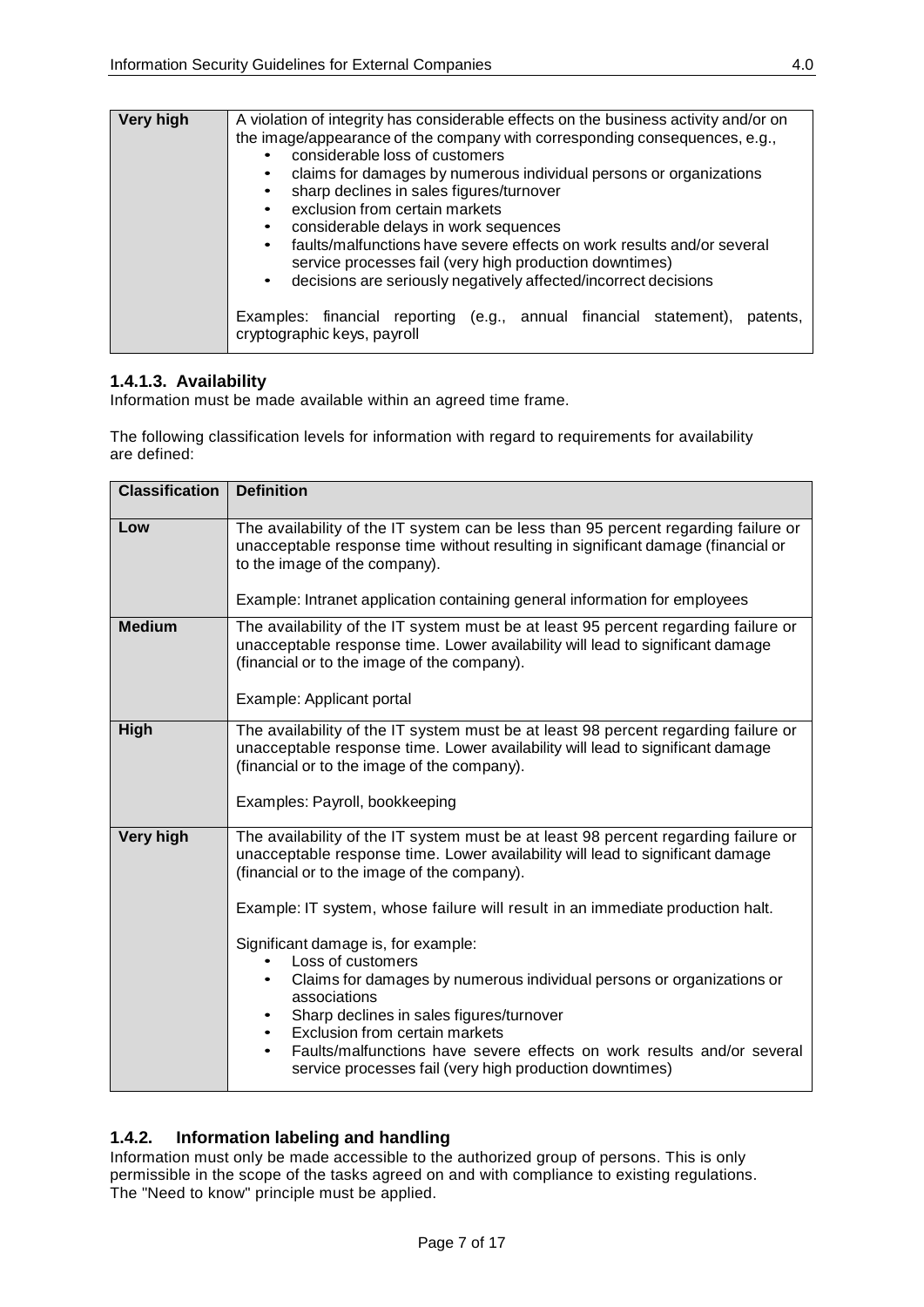| Very high | A violation of integrity has considerable effects on the business activity and/or on the image/appearance of the company with corresponding consequences, e.g.,<br>• considerable loss of customers<br>• claims for damages by numerous individual persons or organizations<br>• sharp declines in sales figures/turnover<br>• exclusion from certain markets<br>• considerable delays in work sequences<br>• faults/malfunctions have severe effects on work results and/or several service processes fail (very high production downtimes)<br>• decisions are seriously negatively affected/incorrect decisions<br><br>Examples: financial reporting (e.g., annual financial statement), patents, cryptographic keys, payroll |
|---|---|

#### 1.4.1.3. Availability

Information must be made available within an agreed time frame.

The following classification levels for information with regard to requirements for availability are defined:

| Classification | Definition |
|---|---|
| **Low** | The availability of the IT system can be less than 95 percent regarding failure or unacceptable response time without resulting in significant damage (financial or to the image of the company).<br><br>Example: Intranet application containing general information for employees |
| **Medium** | The availability of the IT system must be at least 95 percent regarding failure or unacceptable response time. Lower availability will lead to significant damage (financial or to the image of the company).<br><br>Example: Applicant portal |
| **High** | The availability of the IT system must be at least 98 percent regarding failure or unacceptable response time. Lower availability will lead to significant damage (financial or to the image of the company).<br><br>Examples: Payroll, bookkeeping |
| **Very high** | The availability of the IT system must be at least 98 percent regarding failure or unacceptable response time. Lower availability will lead to significant damage (financial or to the image of the company).<br><br>Example: IT system, whose failure will result in an immediate production halt.<br><br>Significant damage is, for example:<br>• Loss of customers<br>• Claims for damages by numerous individual persons or organizations or associations<br>• Sharp declines in sales figures/turnover<br>• Exclusion from certain markets<br>• Faults/malfunctions have severe effects on work results and/or several service processes fail (very high production downtimes) |

### 1.4.2. Information labeling and handling

Information must only be made accessible to the authorized group of persons. This is only permissible in the scope of the tasks agreed on and with compliance to existing regulations. The "Need to know" principle must be applied.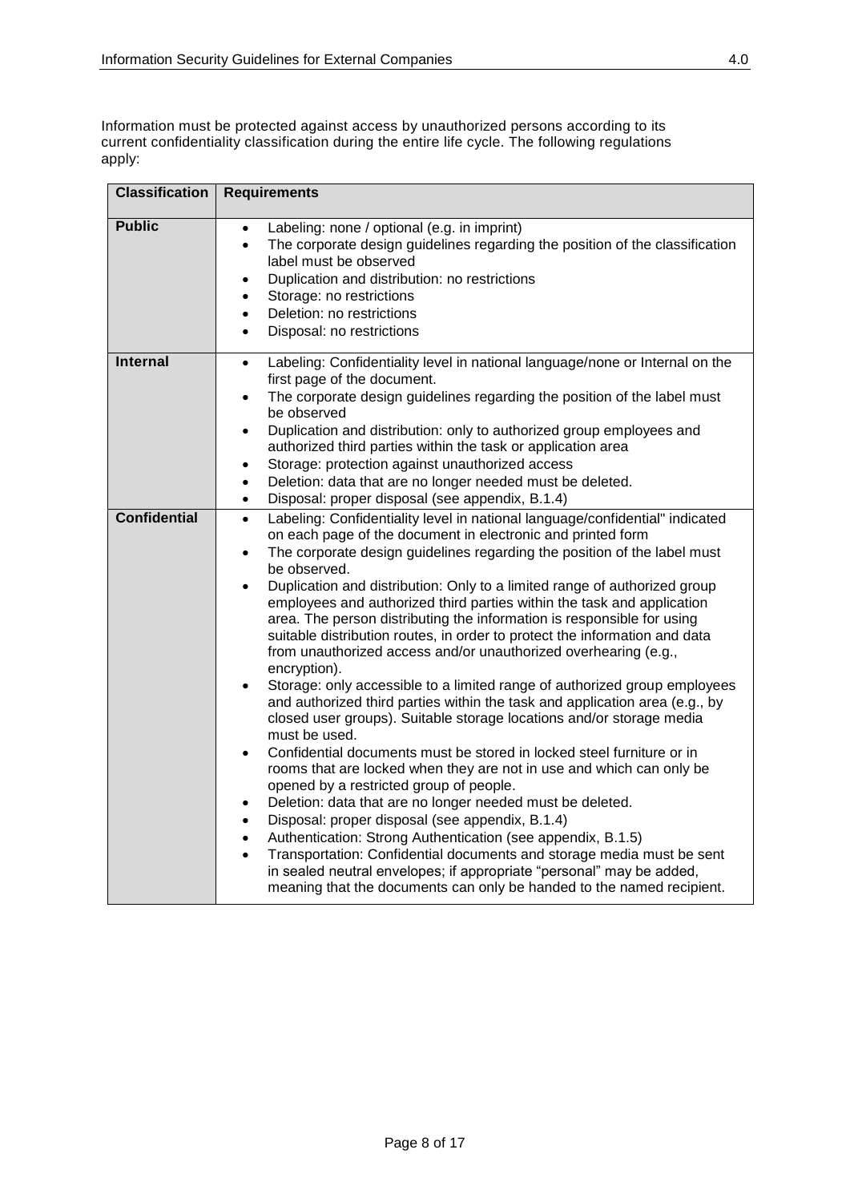Information must be protected against access by unauthorized persons according to its current confidentiality classification during the entire life cycle. The following regulations apply:

| Classification | Requirements |
|---|---|
| **Public** | • Labeling: none / optional (e.g. in imprint)<br>• The corporate design guidelines regarding the position of the classification label must be observed<br>• Duplication and distribution: no restrictions<br>• Storage: no restrictions<br>• Deletion: no restrictions<br>• Disposal: no restrictions |
| **Internal** | • Labeling: Confidentiality level in national language/none or Internal on the first page of the document.<br>• The corporate design guidelines regarding the position of the label must be observed<br>• Duplication and distribution: only to authorized group employees and authorized third parties within the task or application area<br>• Storage: protection against unauthorized access<br>• Deletion: data that are no longer needed must be deleted.<br>• Disposal: proper disposal (see appendix, B.1.4) |
| **Confidential** | • Labeling: Confidentiality level in national language/confidential" indicated on each page of the document in electronic and printed form<br>• The corporate design guidelines regarding the position of the label must be observed.<br>• Duplication and distribution: Only to a limited range of authorized group employees and authorized third parties within the task and application area. The person distributing the information is responsible for using suitable distribution routes, in order to protect the information and data from unauthorized access and/or unauthorized overhearing (e.g., encryption).<br>• Storage: only accessible to a limited range of authorized group employees and authorized third parties within the task and application area (e.g., by closed user groups). Suitable storage locations and/or storage media must be used.<br>• Confidential documents must be stored in locked steel furniture or in rooms that are locked when they are not in use and which can only be opened by a restricted group of people.<br>• Deletion: data that are no longer needed must be deleted.<br>• Disposal: proper disposal (see appendix, B.1.4)<br>• Authentication: Strong Authentication (see appendix, B.1.5)<br>• Transportation: Confidential documents and storage media must be sent in sealed neutral envelopes; if appropriate "personal" may be added, meaning that the documents can only be handed to the named recipient. |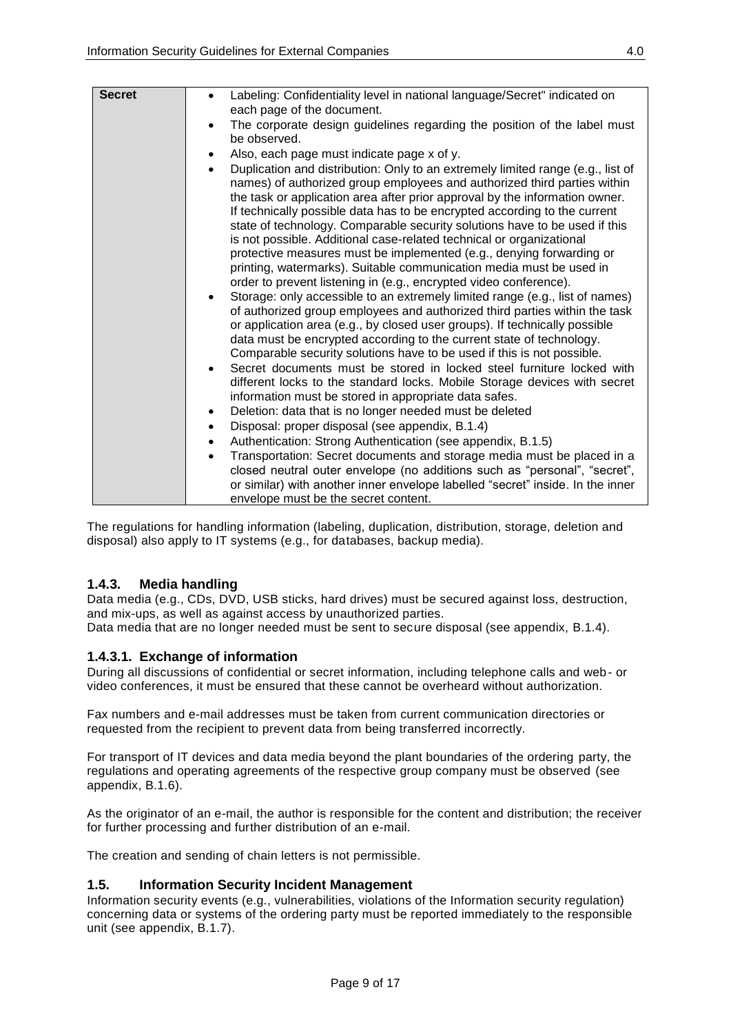| Secret | • Labeling: Confidentiality level in national language/Secret" indicated on each page of the document.<br>• The corporate design guidelines regarding the position of the label must be observed.<br>• Also, each page must indicate page x of y.<br>• Duplication and distribution: Only to an extremely limited range (e.g., list of names) of authorized group employees and authorized third parties within the task or application area after prior approval by the information owner. If technically possible data has to be encrypted according to the current state of technology. Comparable security solutions have to be used if this is not possible. Additional case-related technical or organizational protective measures must be implemented (e.g., denying forwarding or printing, watermarks). Suitable communication media must be used in order to prevent listening in (e.g., encrypted video conference).<br>• Storage: only accessible to an extremely limited range (e.g., list of names) of authorized group employees and authorized third parties within the task or application area (e.g., by closed user groups). If technically possible data must be encrypted according to the current state of technology. Comparable security solutions have to be used if this is not possible.<br>• Secret documents must be stored in locked steel furniture locked with different locks to the standard locks. Mobile Storage devices with secret information must be stored in appropriate data safes.<br>• Deletion: data that is no longer needed must be deleted<br>• Disposal: proper disposal (see appendix, B.1.4)<br>• Authentication: Strong Authentication (see appendix, B.1.5)<br>• Transportation: Secret documents and storage media must be placed in a closed neutral outer envelope (no additions such as "personal", "secret", or similar) with another inner envelope labelled "secret" inside. In the inner envelope must be the secret content. |
|---|---|

The regulations for handling information (labeling, duplication, distribution, storage, deletion and disposal) also apply to IT systems (e.g., for databases, backup media).

### 1.4.3. Media handling

Data media (e.g., CDs, DVD, USB sticks, hard drives) must be secured against loss, destruction, and mix-ups, as well as against access by unauthorized parties.
Data media that are no longer needed must be sent to secure disposal (see appendix, B.1.4).

#### 1.4.3.1. Exchange of information

During all discussions of confidential or secret information, including telephone calls and web- or video conferences, it must be ensured that these cannot be overheard without authorization.

Fax numbers and e-mail addresses must be taken from current communication directories or requested from the recipient to prevent data from being transferred incorrectly.

For transport of IT devices and data media beyond the plant boundaries of the ordering party, the regulations and operating agreements of the respective group company must be observed (see appendix, B.1.6).

As the originator of an e-mail, the author is responsible for the content and distribution; the receiver for further processing and further distribution of an e-mail.

The creation and sending of chain letters is not permissible.

## 1.5. Information Security Incident Management

Information security events (e.g., vulnerabilities, violations of the Information security regulation) concerning data or systems of the ordering party must be reported immediately to the responsible unit (see appendix, B.1.7).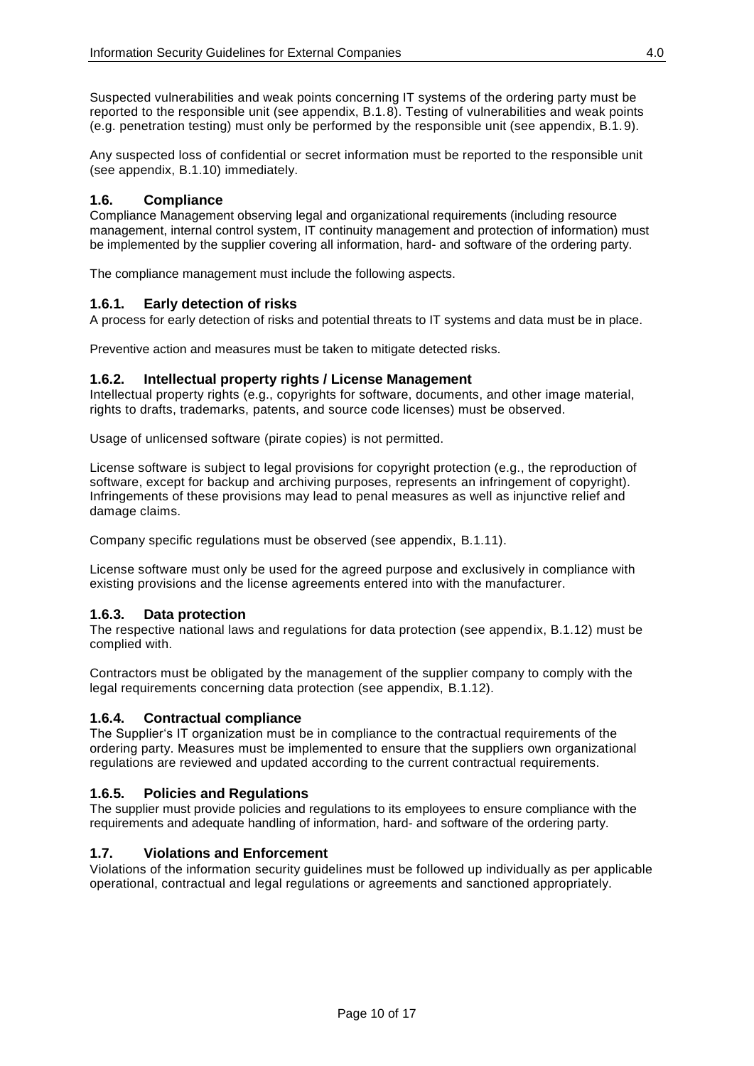Suspected vulnerabilities and weak points concerning IT systems of the ordering party must be reported to the responsible unit (see appendix, B.1.8). Testing of vulnerabilities and weak points (e.g. penetration testing) must only be performed by the responsible unit (see appendix, B.1. 9).

Any suspected loss of confidential or secret information must be reported to the responsible unit (see appendix, B.1.10) immediately.

## 1.6. Compliance

Compliance Management observing legal and organizational requirements (including resource management, internal control system, IT continuity management and protection of information) must be implemented by the supplier covering all information, hard- and software of the ordering party.

The compliance management must include the following aspects.

### 1.6.1. Early detection of risks

A process for early detection of risks and potential threats to IT systems and data must be in place.

Preventive action and measures must be taken to mitigate detected risks.

### 1.6.2. Intellectual property rights / License Management

Intellectual property rights (e.g., copyrights for software, documents, and other image material, rights to drafts, trademarks, patents, and source code licenses) must be observed.

Usage of unlicensed software (pirate copies) is not permitted.

License software is subject to legal provisions for copyright protection (e.g., the reproduction of software, except for backup and archiving purposes, represents an infringement of copyright). Infringements of these provisions may lead to penal measures as well as injunctive relief and damage claims.

Company specific regulations must be observed (see appendix, B.1.11).

License software must only be used for the agreed purpose and exclusively in compliance with existing provisions and the license agreements entered into with the manufacturer.

### 1.6.3. Data protection

The respective national laws and regulations for data protection (see appendix, B.1.12) must be complied with.

Contractors must be obligated by the management of the supplier company to comply with the legal requirements concerning data protection (see appendix, B.1.12).

### 1.6.4. Contractual compliance

The Supplier's IT organization must be in compliance to the contractual requirements of the ordering party. Measures must be implemented to ensure that the suppliers own organizational regulations are reviewed and updated according to the current contractual requirements.

### 1.6.5. Policies and Regulations

The supplier must provide policies and regulations to its employees to ensure compliance with the requirements and adequate handling of information, hard- and software of the ordering party.

## 1.7. Violations and Enforcement

Violations of the information security guidelines must be followed up individually as per applicable operational, contractual and legal regulations or agreements and sanctioned appropriately.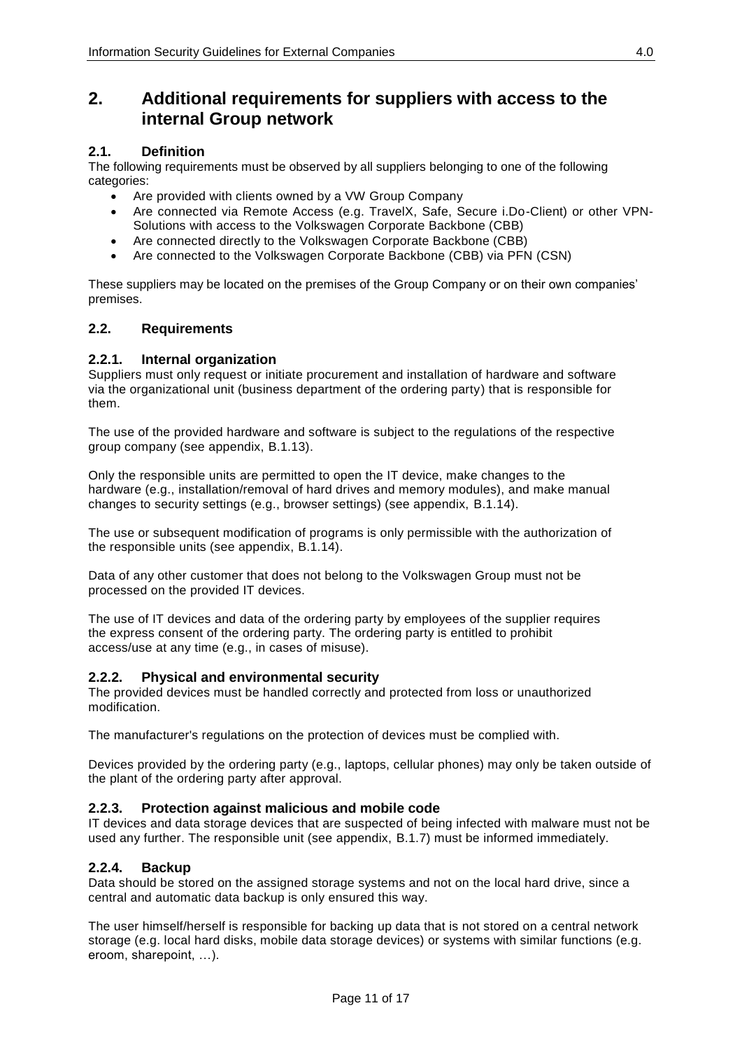# 2. Additional requirements for suppliers with access to the internal Group network

## 2.1. Definition

The following requirements must be observed by all suppliers belonging to one of the following categories:

- Are provided with clients owned by a VW Group Company
- Are connected via Remote Access (e.g. TravelX, Safe, Secure i.Do-Client) or other VPN-Solutions with access to the Volkswagen Corporate Backbone (CBB)
- Are connected directly to the Volkswagen Corporate Backbone (CBB)
- Are connected to the Volkswagen Corporate Backbone (CBB) via PFN (CSN)

These suppliers may be located on the premises of the Group Company or on their own companies' premises.

## 2.2. Requirements

### 2.2.1. Internal organization

Suppliers must only request or initiate procurement and installation of hardware and software via the organizational unit (business department of the ordering party) that is responsible for them.

The use of the provided hardware and software is subject to the regulations of the respective group company (see appendix, B.1.13).

Only the responsible units are permitted to open the IT device, make changes to the hardware (e.g., installation/removal of hard drives and memory modules), and make manual changes to security settings (e.g., browser settings) (see appendix, B.1.14).

The use or subsequent modification of programs is only permissible with the authorization of the responsible units (see appendix, B.1.14).

Data of any other customer that does not belong to the Volkswagen Group must not be processed on the provided IT devices.

The use of IT devices and data of the ordering party by employees of the supplier requires the express consent of the ordering party. The ordering party is entitled to prohibit access/use at any time (e.g., in cases of misuse).

### 2.2.2. Physical and environmental security

The provided devices must be handled correctly and protected from loss or unauthorized modification.

The manufacturer's regulations on the protection of devices must be complied with.

Devices provided by the ordering party (e.g., laptops, cellular phones) may only be taken outside of the plant of the ordering party after approval.

### 2.2.3. Protection against malicious and mobile code

IT devices and data storage devices that are suspected of being infected with malware must not be used any further. The responsible unit (see appendix, B.1.7) must be informed immediately.

### 2.2.4. Backup

Data should be stored on the assigned storage systems and not on the local hard drive, since a central and automatic data backup is only ensured this way.

The user himself/herself is responsible for backing up data that is not stored on a central network storage (e.g. local hard disks, mobile data storage devices) or systems with similar functions (e.g. eroom, sharepoint, …).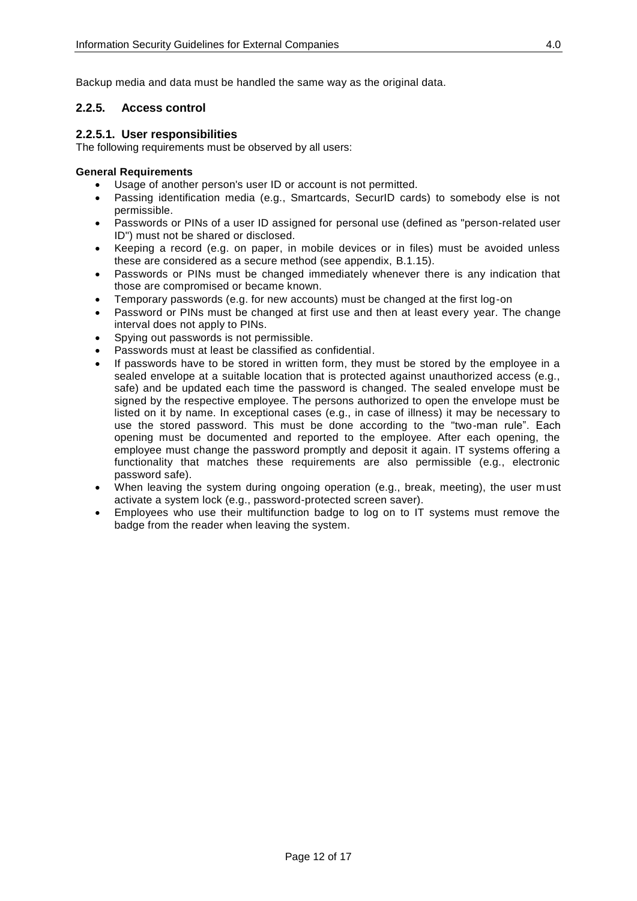Backup media and data must be handled the same way as the original data.

### 2.2.5. Access control

#### 2.2.5.1. User responsibilities

The following requirements must be observed by all users:

**General Requirements**

- Usage of another person's user ID or account is not permitted.
- Passing identification media (e.g., Smartcards, SecurID cards) to somebody else is not permissible.
- Passwords or PINs of a user ID assigned for personal use (defined as "person-related user ID") must not be shared or disclosed.
- Keeping a record (e.g. on paper, in mobile devices or in files) must be avoided unless these are considered as a secure method (see appendix, B.1.15).
- Passwords or PINs must be changed immediately whenever there is any indication that those are compromised or became known.
- Temporary passwords (e.g. for new accounts) must be changed at the first log-on
- Password or PINs must be changed at first use and then at least every year. The change interval does not apply to PINs.
- Spying out passwords is not permissible.
- Passwords must at least be classified as confidential.
- If passwords have to be stored in written form, they must be stored by the employee in a sealed envelope at a suitable location that is protected against unauthorized access (e.g., safe) and be updated each time the password is changed. The sealed envelope must be signed by the respective employee. The persons authorized to open the envelope must be listed on it by name. In exceptional cases (e.g., in case of illness) it may be necessary to use the stored password. This must be done according to the "two-man rule". Each opening must be documented and reported to the employee. After each opening, the employee must change the password promptly and deposit it again. IT systems offering a functionality that matches these requirements are also permissible (e.g., electronic password safe).
- When leaving the system during ongoing operation (e.g., break, meeting), the user must activate a system lock (e.g., password-protected screen saver).
- Employees who use their multifunction badge to log on to IT systems must remove the badge from the reader when leaving the system.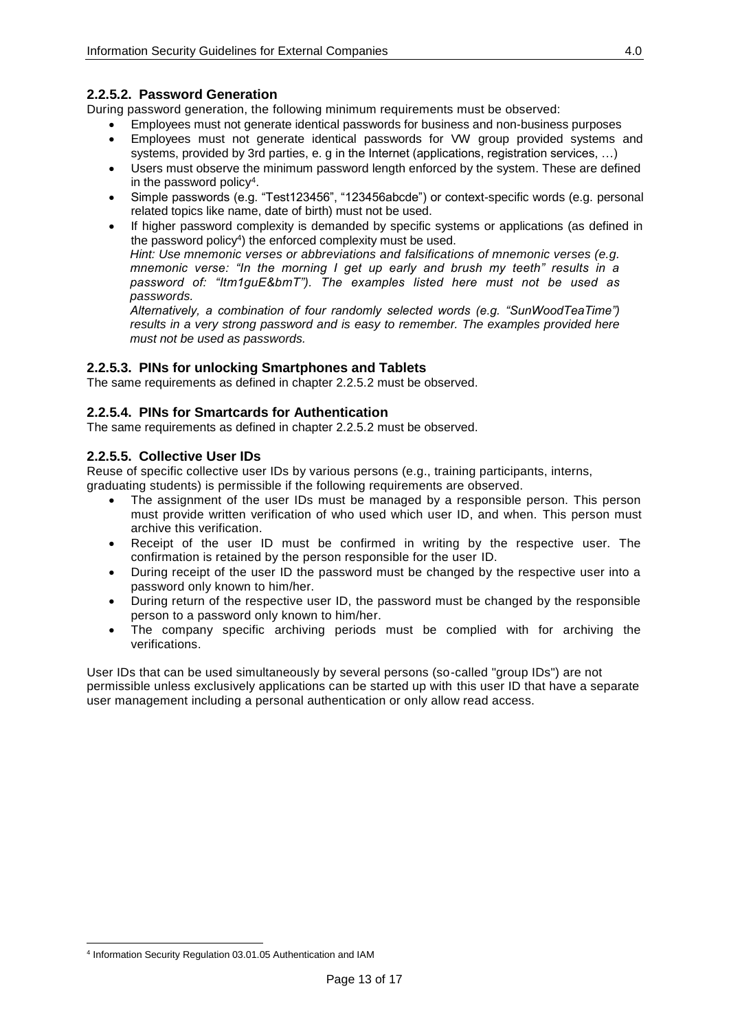#### 2.2.5.2. Password Generation

During password generation, the following minimum requirements must be observed:

- Employees must not generate identical passwords for business and non-business purposes
- Employees must not generate identical passwords for VW group provided systems and systems, provided by 3rd parties, e. g in the Internet (applications, registration services, …)
- Users must observe the minimum password length enforced by the system. These are defined in the password policy[4].
- Simple passwords (e.g. "Test123456", "123456abcde") or context-specific words (e.g. personal related topics like name, date of birth) must not be used.
- If higher password complexity is demanded by specific systems or applications (as defined in the password policy[4]) the enforced complexity must be used.

  *Hint: Use mnemonic verses or abbreviations and falsifications of mnemonic verses (e.g. mnemonic verse: "In the morning I get up early and brush my teeth" results in a password of: "Itm1guE&bmT"). The examples listed here must not be used as passwords.*

  *Alternatively, a combination of four randomly selected words (e.g. "SunWoodTeaTime") results in a very strong password and is easy to remember. The examples provided here must not be used as passwords.*

#### 2.2.5.3. PINs for unlocking Smartphones and Tablets

The same requirements as defined in chapter 2.2.5.2 must be observed.

#### 2.2.5.4. PINs for Smartcards for Authentication

The same requirements as defined in chapter 2.2.5.2 must be observed.

#### 2.2.5.5. Collective User IDs

Reuse of specific collective user IDs by various persons (e.g., training participants, interns, graduating students) is permissible if the following requirements are observed.

- The assignment of the user IDs must be managed by a responsible person. This person must provide written verification of who used which user ID, and when. This person must archive this verification.
- Receipt of the user ID must be confirmed in writing by the respective user. The confirmation is retained by the person responsible for the user ID.
- During receipt of the user ID the password must be changed by the respective user into a password only known to him/her.
- During return of the respective user ID, the password must be changed by the responsible person to a password only known to him/her.
- The company specific archiving periods must be complied with for archiving the verifications.

User IDs that can be used simultaneously by several persons (so-called "group IDs") are not permissible unless exclusively applications can be started up with this user ID that have a separate user management including a personal authentication or only allow read access.

[4] Information Security Regulation 03.01.05 Authentication and IAM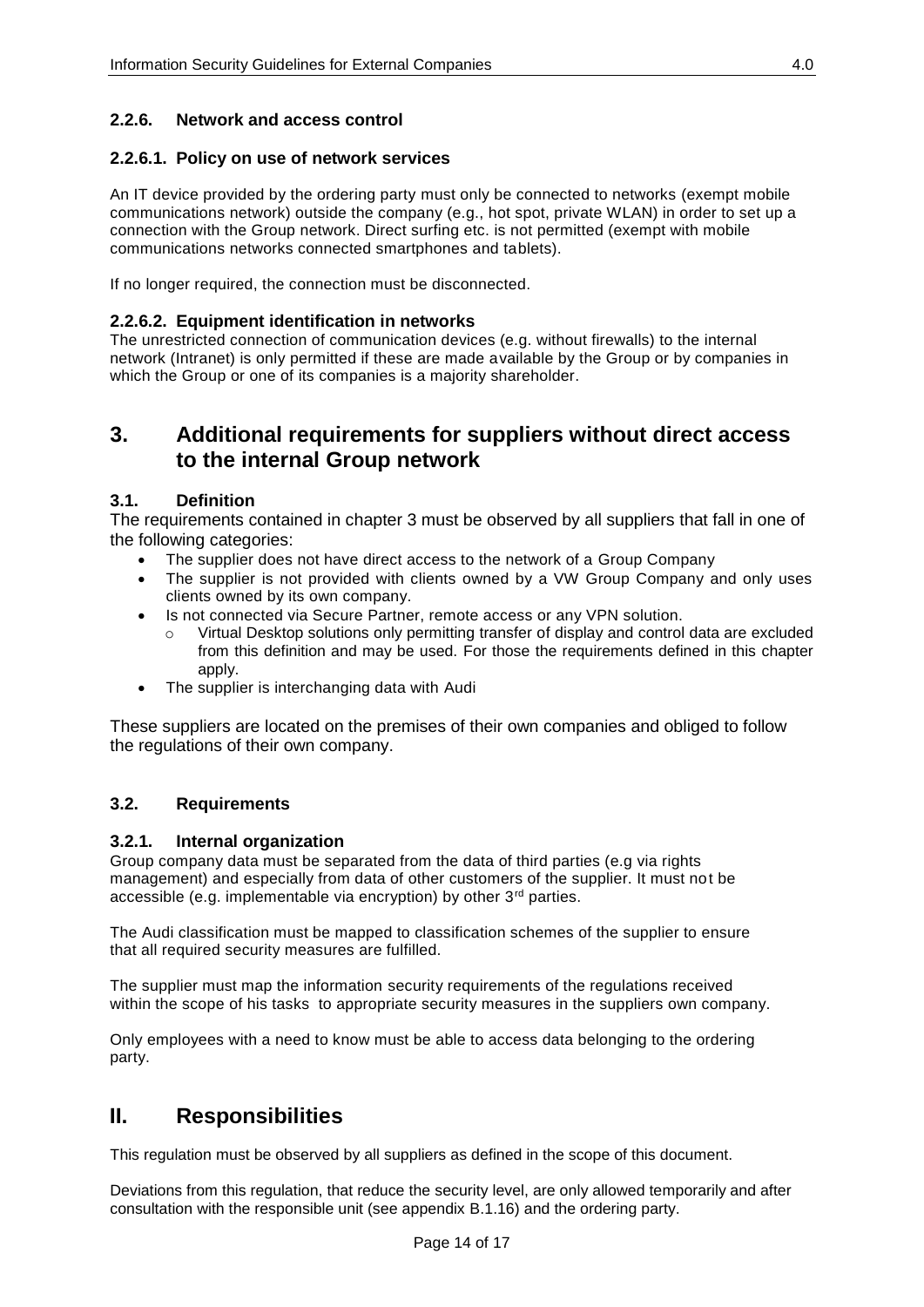#### 2.2.6. Network and access control

#### 2.2.6.1. Policy on use of network services

An IT device provided by the ordering party must only be connected to networks (exempt mobile communications network) outside the company (e.g., hot spot, private WLAN) in order to set up a connection with the Group network. Direct surfing etc. is not permitted (exempt with mobile communications networks connected smartphones and tablets).

If no longer required, the connection must be disconnected.

#### 2.2.6.2. Equipment identification in networks

The unrestricted connection of communication devices (e.g. without firewalls) to the internal network (Intranet) is only permitted if these are made available by the Group or by companies in which the Group or one of its companies is a majority shareholder.

## 3. Additional requirements for suppliers without direct access to the internal Group network

### 3.1. Definition

The requirements contained in chapter 3 must be observed by all suppliers that fall in one of the following categories:

- The supplier does not have direct access to the network of a Group Company
- The supplier is not provided with clients owned by a VW Group Company and only uses clients owned by its own company.
- Is not connected via Secure Partner, remote access or any VPN solution.
  - Virtual Desktop solutions only permitting transfer of display and control data are excluded from this definition and may be used. For those the requirements defined in this chapter apply.
- The supplier is interchanging data with Audi

These suppliers are located on the premises of their own companies and obliged to follow the regulations of their own company.

### 3.2. Requirements

#### 3.2.1. Internal organization

Group company data must be separated from the data of third parties (e.g via rights management) and especially from data of other customers of the supplier. It must not be accessible (e.g. implementable via encryption) by other 3rd parties.

The Audi classification must be mapped to classification schemes of the supplier to ensure that all required security measures are fulfilled.

The supplier must map the information security requirements of the regulations received within the scope of his tasks to appropriate security measures in the suppliers own company.

Only employees with a need to know must be able to access data belonging to the ordering party.

## II. Responsibilities

This regulation must be observed by all suppliers as defined in the scope of this document.

Deviations from this regulation, that reduce the security level, are only allowed temporarily and after consultation with the responsible unit (see appendix B.1.16) and the ordering party.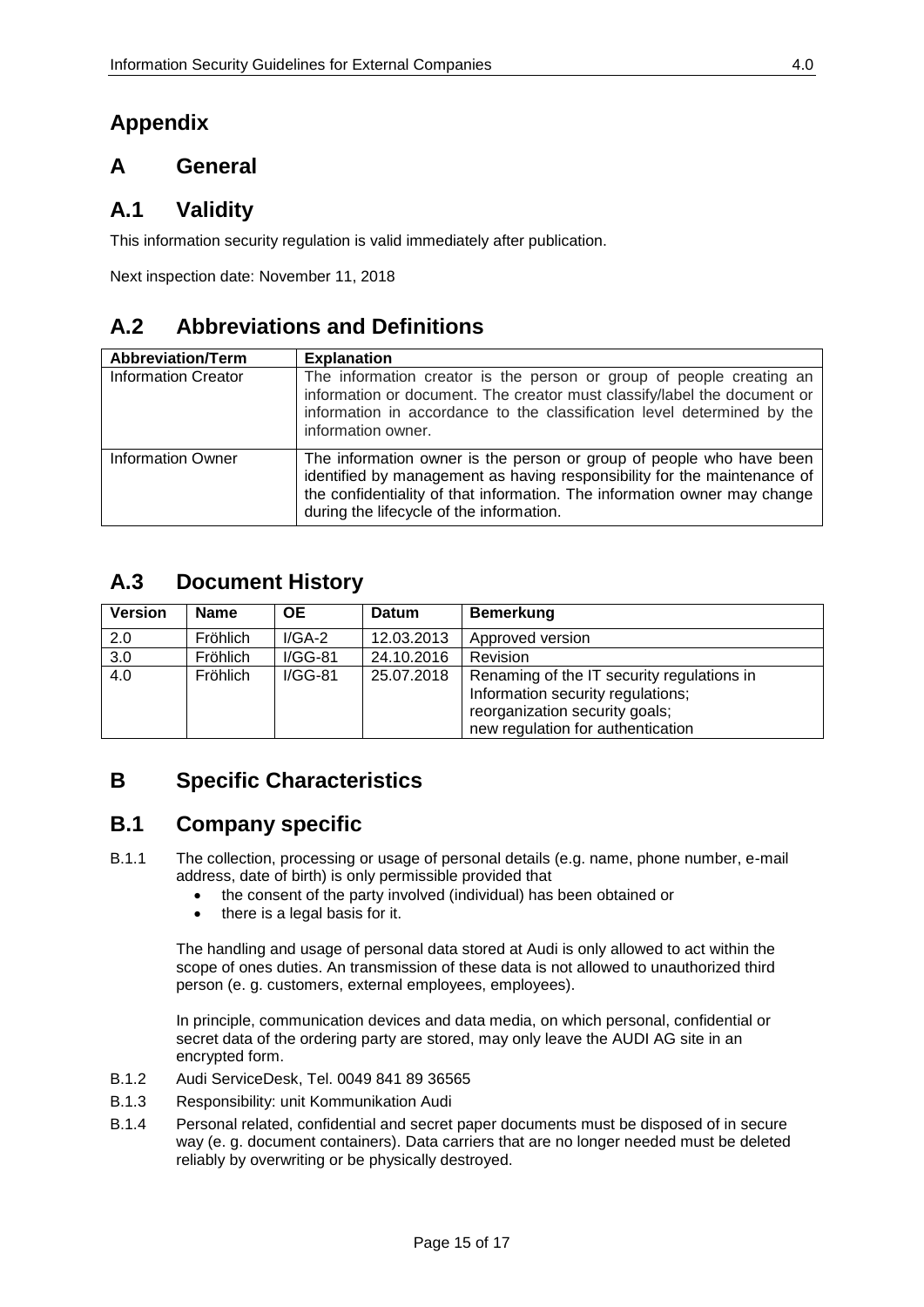# Appendix

## A General

## A.1 Validity

This information security regulation is valid immediately after publication.

Next inspection date: November 11, 2018

## A.2 Abbreviations and Definitions

| Abbreviation/Term | Explanation |
| --- | --- |
| Information Creator | The information creator is the person or group of people creating an information or document. The creator must classify/label the document or information in accordance to the classification level determined by the information owner. |
| Information Owner | The information owner is the person or group of people who have been identified by management as having responsibility for the maintenance of the confidentiality of that information. The information owner may change during the lifecycle of the information. |

## A.3 Document History

| Version | Name | OE | Datum | Bemerkung |
| --- | --- | --- | --- | --- |
| 2.0 | Fröhlich | I/GA-2 | 12.03.2013 | Approved version |
| 3.0 | Fröhlich | I/GG-81 | 24.10.2016 | Revision |
| 4.0 | Fröhlich | I/GG-81 | 25.07.2018 | Renaming of the IT security regulations in Information security regulations; reorganization security goals; new regulation for authentication |

## B Specific Characteristics

## B.1 Company specific

B.1.1 The collection, processing or usage of personal details (e.g. name, phone number, e-mail address, date of birth) is only permissible provided that

- the consent of the party involved (individual) has been obtained or
- there is a legal basis for it.

The handling and usage of personal data stored at Audi is only allowed to act within the scope of ones duties. An transmission of these data is not allowed to unauthorized third person (e. g. customers, external employees, employees).

In principle, communication devices and data media, on which personal, confidential or secret data of the ordering party are stored, may only leave the AUDI AG site in an encrypted form.

B.1.2 Audi ServiceDesk, Tel. 0049 841 89 36565

B.1.3 Responsibility: unit Kommunikation Audi

B.1.4 Personal related, confidential and secret paper documents must be disposed of in secure way (e. g. document containers). Data carriers that are no longer needed must be deleted reliably by overwriting or be physically destroyed.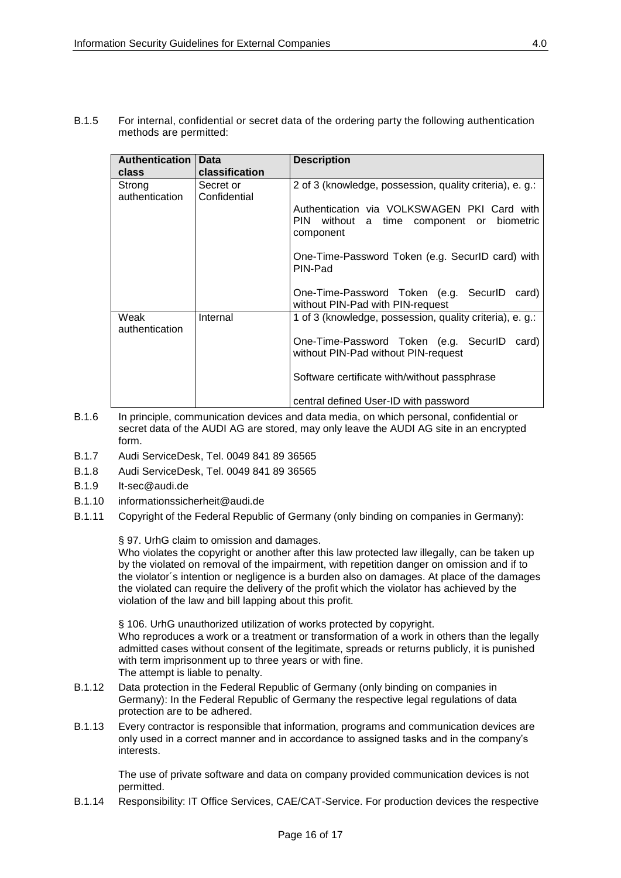B.1.5 For internal, confidential or secret data of the ordering party the following authentication methods are permitted:

| Authentication class | Data classification | Description |
|---|---|---|
| Strong authentication | Secret or Confidential | 2 of 3 (knowledge, possession, quality criteria), e. g.:<br><br>Authentication via VOLKSWAGEN PKI Card with PIN without a time component or biometric component<br><br>One-Time-Password Token (e.g. SecurID card) with PIN-Pad<br><br>One-Time-Password Token (e.g. SecurID card) without PIN-Pad with PIN-request |
| Weak authentication | Internal | 1 of 3 (knowledge, possession, quality criteria), e. g.:<br><br>One-Time-Password Token (e.g. SecurID card) without PIN-Pad without PIN-request<br><br>Software certificate with/without passphrase<br><br>central defined User-ID with password |

B.1.6 In principle, communication devices and data media, on which personal, confidential or secret data of the AUDI AG are stored, may only leave the AUDI AG site in an encrypted form.

B.1.7 Audi ServiceDesk, Tel. 0049 841 89 36565

B.1.8 Audi ServiceDesk, Tel. 0049 841 89 36565

B.1.9 It-sec@audi.de

B.1.10 informationssicherheit@audi.de

B.1.11 Copyright of the Federal Republic of Germany (only binding on companies in Germany):

§ 97. UrhG claim to omission and damages.
Who violates the copyright or another after this law protected law illegally, can be taken up by the violated on removal of the impairment, with repetition danger on omission and if to the violator´s intention or negligence is a burden also on damages. At place of the damages the violated can require the delivery of the profit which the violator has achieved by the violation of the law and bill lapping about this profit.

§ 106. UrhG unauthorized utilization of works protected by copyright.
Who reproduces a work or a treatment or transformation of a work in others than the legally admitted cases without consent of the legitimate, spreads or returns publicly, it is punished with term imprisonment up to three years or with fine.
The attempt is liable to penalty.

B.1.12 Data protection in the Federal Republic of Germany (only binding on companies in Germany): In the Federal Republic of Germany the respective legal regulations of data protection are to be adhered.

B.1.13 Every contractor is responsible that information, programs and communication devices are only used in a correct manner and in accordance to assigned tasks and in the company's interests.

The use of private software and data on company provided communication devices is not permitted.

B.1.14 Responsibility: IT Office Services, CAE/CAT-Service. For production devices the respective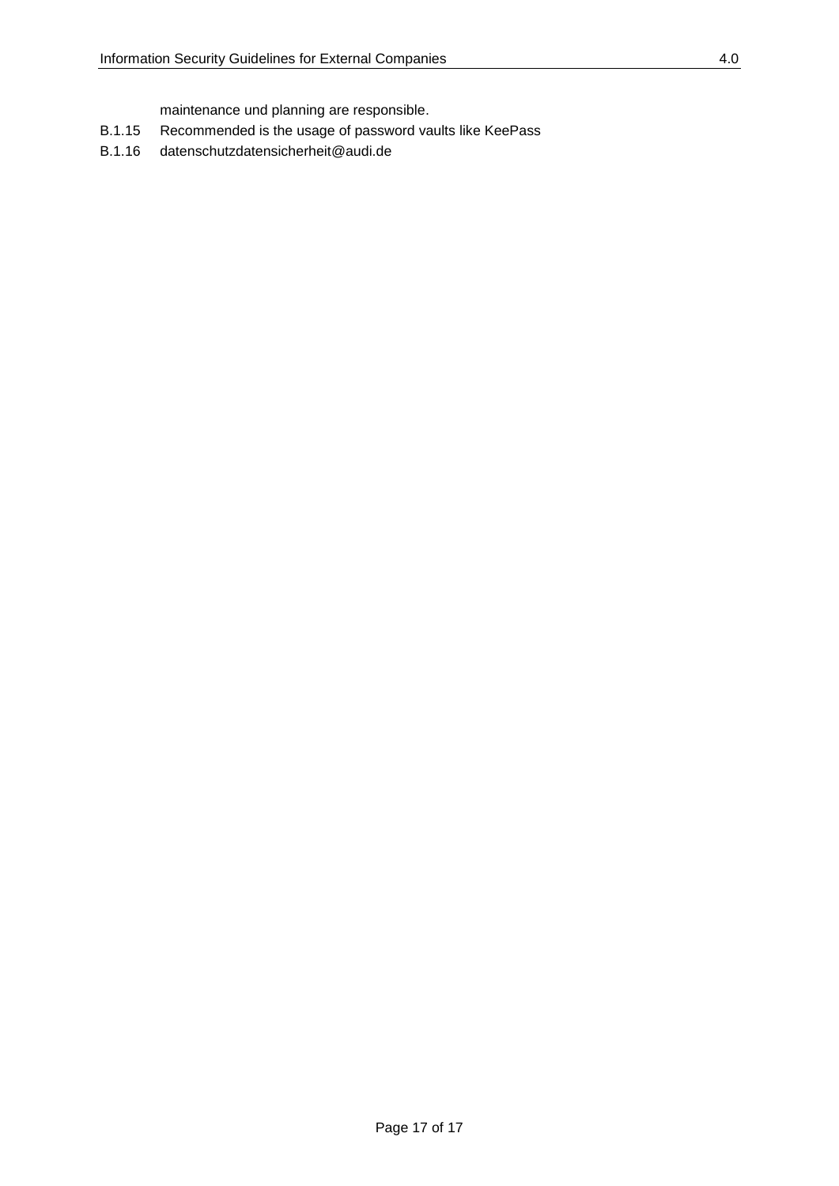maintenance und planning are responsible.

B.1.15 Recommended is the usage of password vaults like KeePass

B.1.16 datenschutzdatensicherheit@audi.de